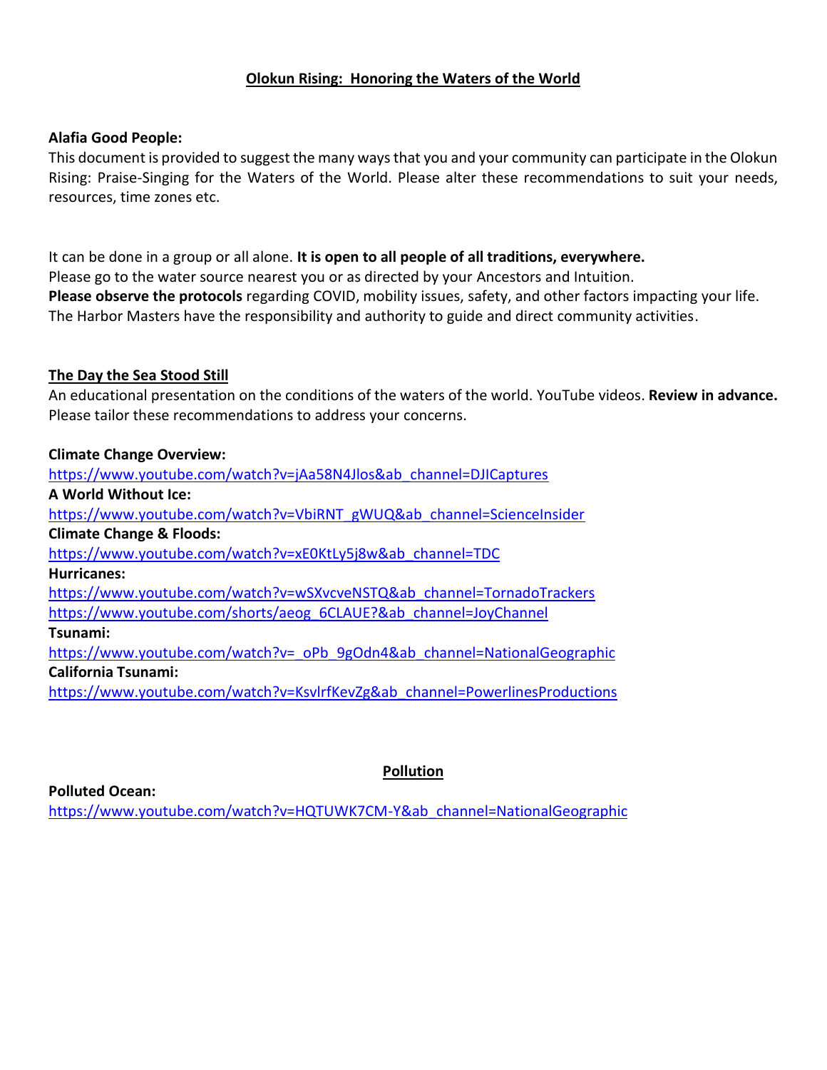# Olokun Rising: Honoring the Waters of the World

**Alafia Good People:**

This document is provided to suggest the many ways that you and your community can participate in the Olokun Rising: Praise-Singing for the Waters of the World. Please alter these recommendations to suit your needs, resources, time zones etc.

It can be done in a group or all alone. **It is open to all people of all traditions, everywhere.**
Please go to the water source nearest you or as directed by your Ancestors and Intuition.
**Please observe the protocols** regarding COVID, mobility issues, safety, and other factors impacting your life.
The Harbor Masters have the responsibility and authority to guide and direct community activities.

## The Day the Sea Stood Still

An educational presentation on the conditions of the waters of the world. YouTube videos. **Review in advance.** Please tailor these recommendations to address your concerns.

**Climate Change Overview:**
https://www.youtube.com/watch?v=jAa58N4Jlos&ab_channel=DJICaptures

**A World Without Ice:**
https://www.youtube.com/watch?v=VbiRNT_gWUQ&ab_channel=ScienceInsider

**Climate Change & Floods:**
https://www.youtube.com/watch?v=xE0KtLy5j8w&ab_channel=TDC

**Hurricanes:**
https://www.youtube.com/watch?v=wSXvcveNSTQ&ab_channel=TornadoTrackers
https://www.youtube.com/shorts/aeog_6CLAUE?&ab_channel=JoyChannel

**Tsunami:**
https://www.youtube.com/watch?v=_oPb_9gOdn4&ab_channel=NationalGeographic

**California Tsunami:**
https://www.youtube.com/watch?v=KsvlrfKevZg&ab_channel=PowerlinesProductions

## Pollution

**Polluted Ocean:**
https://www.youtube.com/watch?v=HQTUWK7CM-Y&ab_channel=NationalGeographic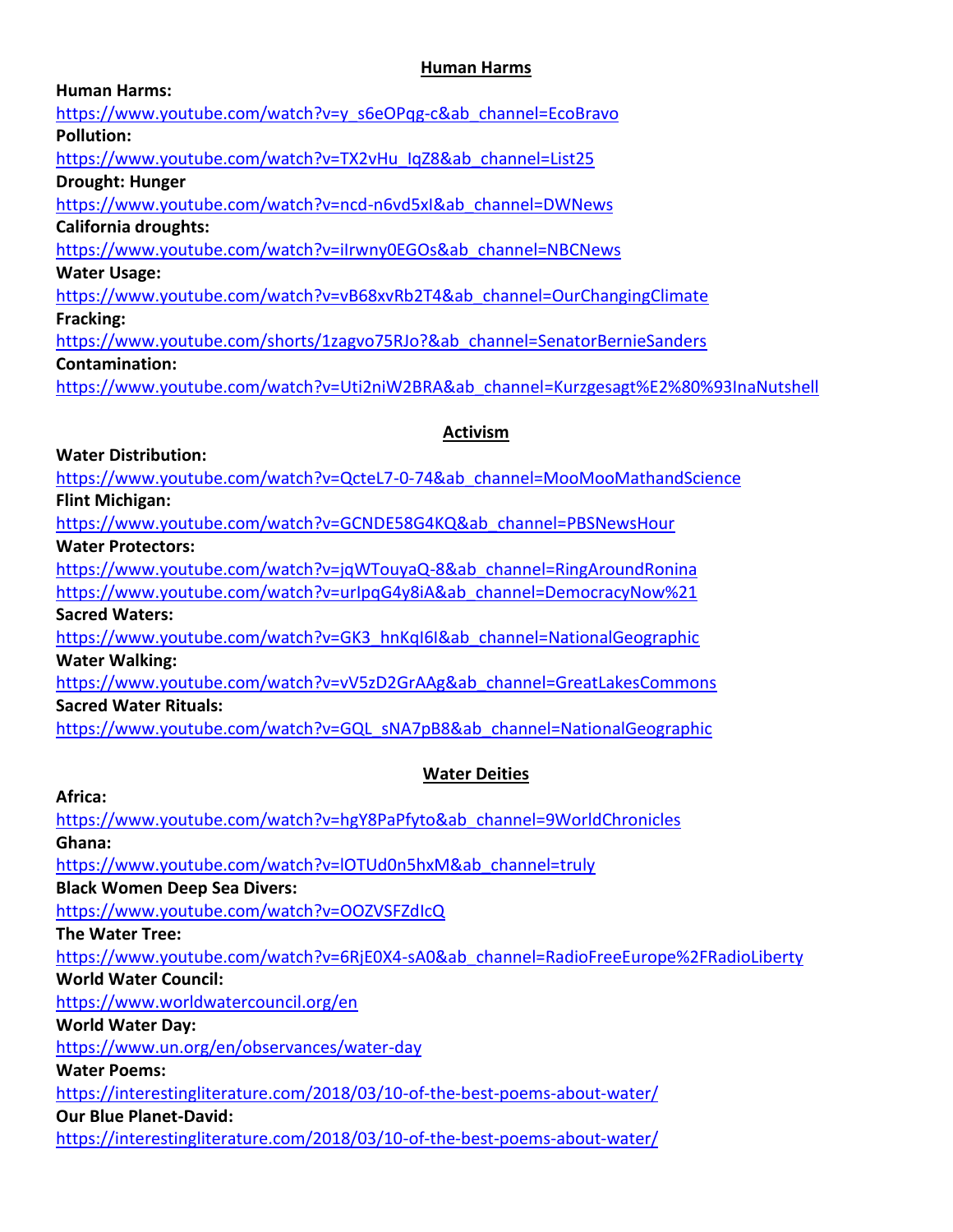## Human Harms

**Human Harms:**
https://www.youtube.com/watch?v=y_s6eOPqg-c&ab_channel=EcoBravo

**Pollution:**
https://www.youtube.com/watch?v=TX2vHu_IqZ8&ab_channel=List25

**Drought: Hunger**
https://www.youtube.com/watch?v=ncd-n6vd5xI&ab_channel=DWNews

**California droughts:**
https://www.youtube.com/watch?v=iIrwny0EGOs&ab_channel=NBCNews

**Water Usage:**
https://www.youtube.com/watch?v=vB68xvRb2T4&ab_channel=OurChangingClimate

**Fracking:**
https://www.youtube.com/shorts/1zagvo75RJo?&ab_channel=SenatorBernieSanders

**Contamination:**
https://www.youtube.com/watch?v=Uti2niW2BRA&ab_channel=Kurzgesagt%E2%80%93InaNutshell

## Activism

**Water Distribution:**
https://www.youtube.com/watch?v=QcteL7-0-74&ab_channel=MooMooMathandScience

**Flint Michigan:**
https://www.youtube.com/watch?v=GCNDE58G4KQ&ab_channel=PBSNewsHour

**Water Protectors:**
https://www.youtube.com/watch?v=jqWTouyaQ-8&ab_channel=RingAroundRonina
https://www.youtube.com/watch?v=urIpqG4y8iA&ab_channel=DemocracyNow%21

**Sacred Waters:**
https://www.youtube.com/watch?v=GK3_hnKqI6I&ab_channel=NationalGeographic

**Water Walking:**
https://www.youtube.com/watch?v=vV5zD2GrAAg&ab_channel=GreatLakesCommons

**Sacred Water Rituals:**
https://www.youtube.com/watch?v=GQL_sNA7pB8&ab_channel=NationalGeographic

## Water Deities

**Africa:**
https://www.youtube.com/watch?v=hgY8PaPfyto&ab_channel=9WorldChronicles

**Ghana:**
https://www.youtube.com/watch?v=lOTUd0n5hxM&ab_channel=truly

**Black Women Deep Sea Divers:**
https://www.youtube.com/watch?v=OOZVSFZdIcQ

**The Water Tree:**
https://www.youtube.com/watch?v=6RjE0X4-sA0&ab_channel=RadioFreeEurope%2FRadioLiberty

**World Water Council:**
https://www.worldwatercouncil.org/en

**World Water Day:**
https://www.un.org/en/observances/water-day

**Water Poems:**
https://interestingliterature.com/2018/03/10-of-the-best-poems-about-water/

**Our Blue Planet-David:**
https://interestingliterature.com/2018/03/10-of-the-best-poems-about-water/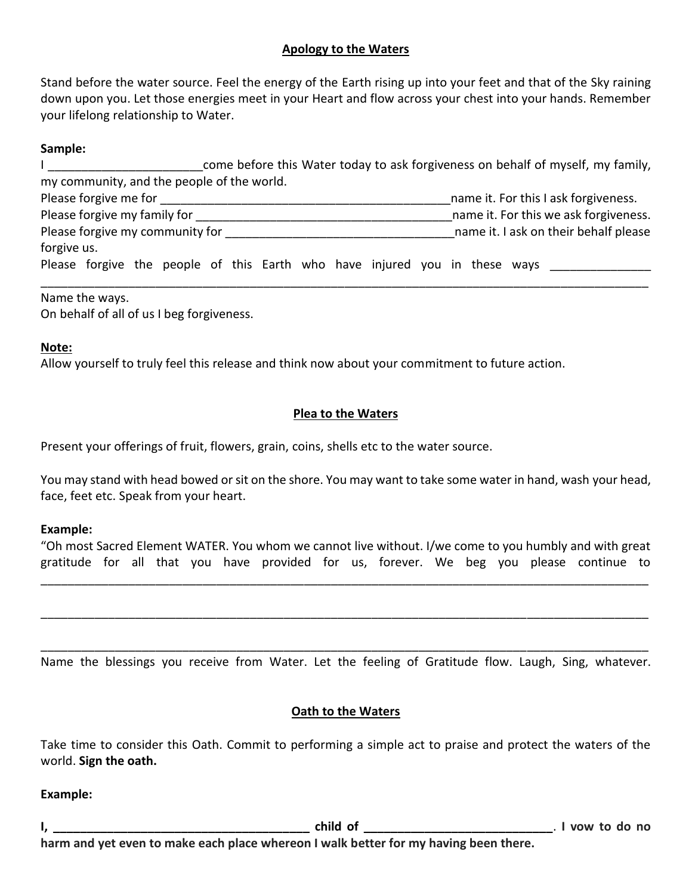## Apology to the Waters

Stand before the water source. Feel the energy of the Earth rising up into your feet and that of the Sky raining down upon you. Let those energies meet in your Heart and flow across your chest into your hands. Remember your lifelong relationship to Water.

**Sample:**

I ______________________come before this Water today to ask forgiveness on behalf of myself, my family, my community, and the people of the world.

Please forgive me for ____________________________________________name it. For this I ask forgiveness.

Please forgive my family for ________________________________________name it. For this we ask forgiveness.

Please forgive my community for __________________________________name it. I ask on their behalf please forgive us.

Please forgive the people of this Earth who have injured you in these ways ______________ _____________________________________________________________________________________

Name the ways.

On behalf of all of us I beg forgiveness.

**Note:**

Allow yourself to truly feel this release and think now about your commitment to future action.

## Plea to the Waters

Present your offerings of fruit, flowers, grain, coins, shells etc to the water source.

You may stand with head bowed or sit on the shore. You may want to take some water in hand, wash your head, face, feet etc. Speak from your heart.

**Example:**

"Oh most Sacred Element WATER. You whom we cannot live without. I/we come to you humbly and with great gratitude for all that you have provided for us, forever. We beg you please continue to _____________________________________________________________________________________

_____________________________________________________________________________________

_____________________________________________________________________________________

Name the blessings you receive from Water. Let the feeling of Gratitude flow. Laugh, Sing, whatever.

## Oath to the Waters

Take time to consider this Oath. Commit to performing a simple act to praise and protect the waters of the world. **Sign the oath.**

**Example:**

**I, ______________________________________ child of ____________________________. I vow to do no harm and yet even to make each place whereon I walk better for my having been there.**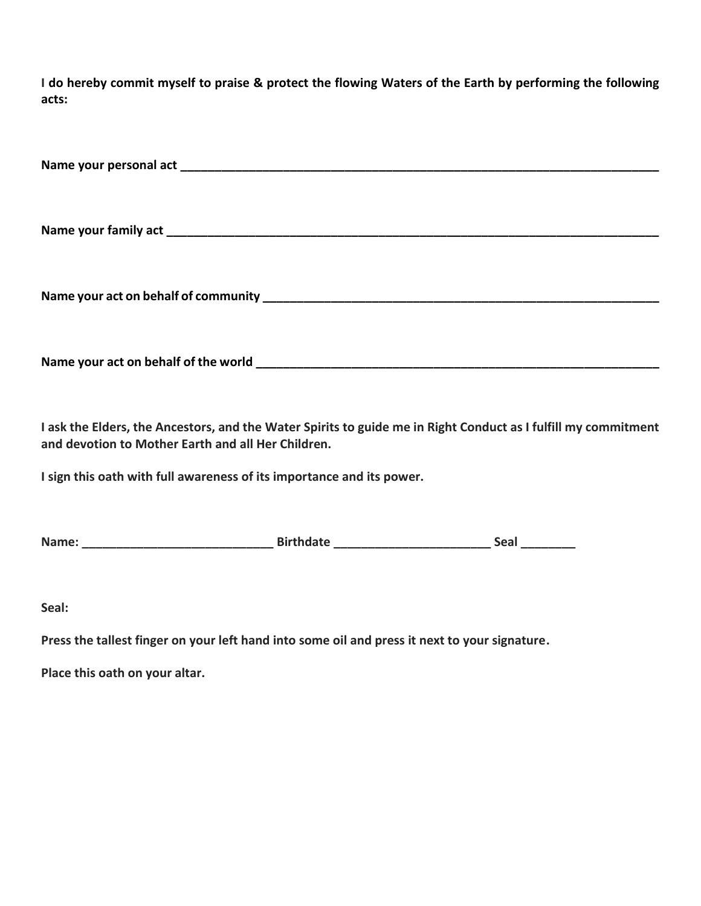**I do hereby commit myself to praise & protect the flowing Waters of the Earth by performing the following acts:**

**Name your personal act** ______________________________________________________________________

**Name your family act** ________________________________________________________________________

**Name your act on behalf of community** ______________________________________________________

**Name your act on behalf of the world** _______________________________________________________

**I ask the Elders, the Ancestors, and the Water Spirits to guide me in Right Conduct as I fulfill my commitment and devotion to Mother Earth and all Her Children.**

**I sign this oath with full awareness of its importance and its power.**

**Name:** ____________________________ **Birthdate** ______________________ **Seal** ________

**Seal:**

**Press the tallest finger on your left hand into some oil and press it next to your signature.**

**Place this oath on your altar.**